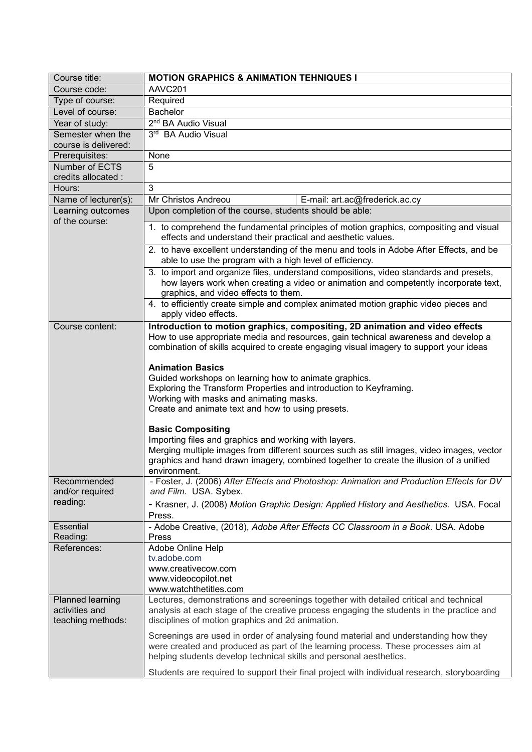| Course title: | **MOTION GRAPHICS & ANIMATION TEHNIQUES I** | |
|---|---|---|
| Course code: | AAVC201 | |
| Type of course: | Required | |
| Level of course: | Bachelor | |
| Year of study: | 2nd BA Audio Visual | |
| Semester when the course is delivered: | 3rd BA Audio Visual | |
| Prerequisites: | None | |
| Number of ECTS credits allocated : | 5 | |
| Hours: | 3 | |
| Name of lecturer(s): | Mr Christos Andreou | E-mail: art.ac@frederick.ac.cy |
| Learning outcomes of the course: | Upon completion of the course, students should be able: | |
| | 1. to comprehend the fundamental principles of motion graphics, compositing and visual effects and understand their practical and aesthetic values. | |
| | 2. to have excellent understanding of the menu and tools in Adobe After Effects, and be able to use the program with a high level of efficiency. | |
| | 3. to import and organize files, understand compositions, video standards and presets, how layers work when creating a video or animation and competently incorporate text, graphics, and video effects to them. | |
| | 4. to efficiently create simple and complex animated motion graphic video pieces and apply video effects. | |
| Course content: | **Introduction to motion graphics, compositing, 2D animation and video effects**<br>How to use appropriate media and resources, gain technical awareness and develop a combination of skills acquired to create engaging visual imagery to support your ideas<br><br>**Animation Basics**<br>Guided workshops on learning how to animate graphics.<br>Exploring the Transform Properties and introduction to Keyframing.<br>Working with masks and animating masks.<br>Create and animate text and how to using presets.<br><br>**Basic Compositing**<br>Importing files and graphics and working with layers.<br>Merging multiple images from different sources such as still images, video images, vector graphics and hand drawn imagery, combined together to create the illusion of a unified environment. | |
| Recommended and/or required reading: | - Foster, J. (2006) *After Effects and Photoshop: Animation and Production Effects for DV and Film.* USA. Sybex.<br>- Krasner, J. (2008) *Motion Graphic Design: Applied History and Aesthetics.* USA. Focal Press. | |
| Essential Reading: | - Adobe Creative, (2018), *Adobe After Effects CC Classroom in a Book*. USA. Adobe Press | |
| References: | Adobe Online Help<br>tv.adobe.com<br>www.creativecow.com<br>www.videocopilot.net<br>www.watchthetitles.com | |
| Planned learning activities and teaching methods: | Lectures, demonstrations and screenings together with detailed critical and technical analysis at each stage of the creative process engaging the students in the practice and disciplines of motion graphics and 2d animation.<br><br>Screenings are used in order of analysing found material and understanding how they were created and produced as part of the learning process. These processes aim at helping students develop technical skills and personal aesthetics.<br><br>Students are required to support their final project with individual research, storyboarding | |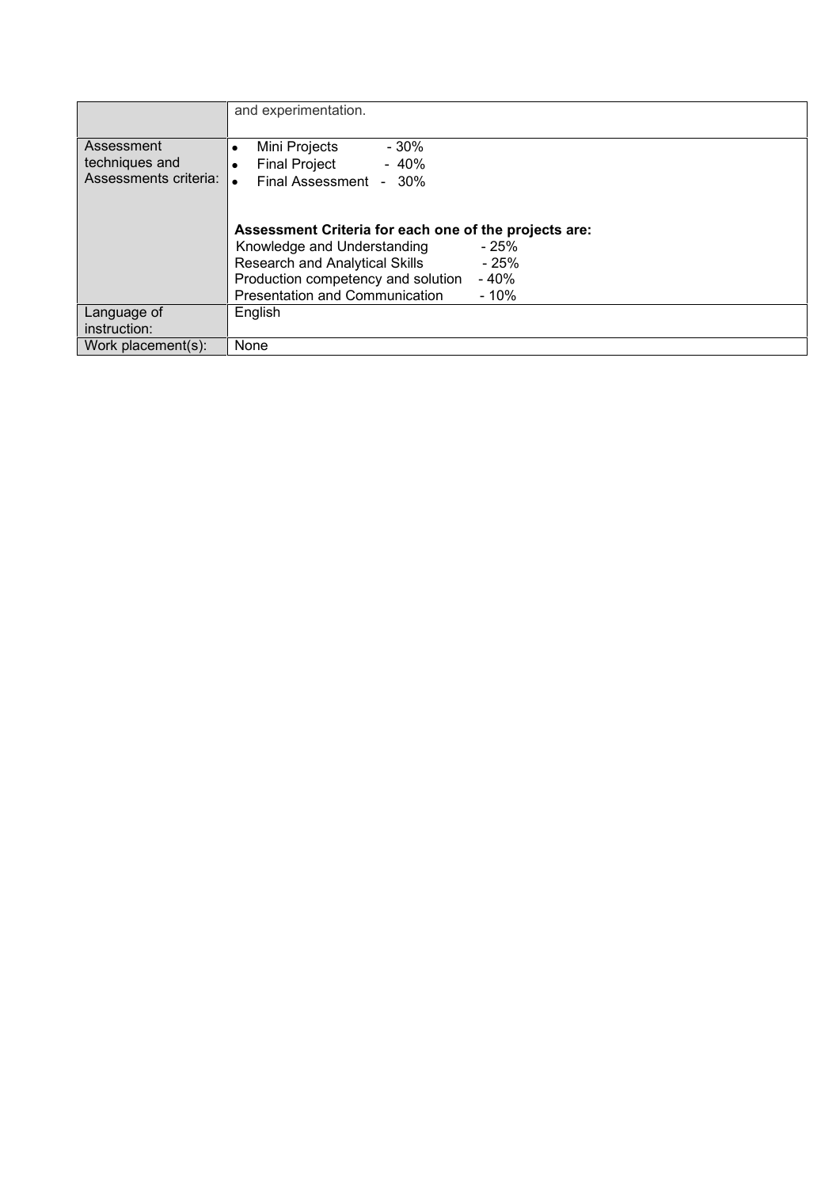| | |
|---|---|
| | and experimentation. |
| Assessment techniques and Assessments criteria: | • Mini Projects - 30%<br>• Final Project - 40%<br>• Final Assessment - 30%<br><br>**Assessment Criteria for each one of the projects are:**<br>Knowledge and Understanding - 25%<br>Research and Analytical Skills - 25%<br>Production competency and solution - 40%<br>Presentation and Communication - 10% |
| Language of instruction: | English |
| Work placement(s): | None |